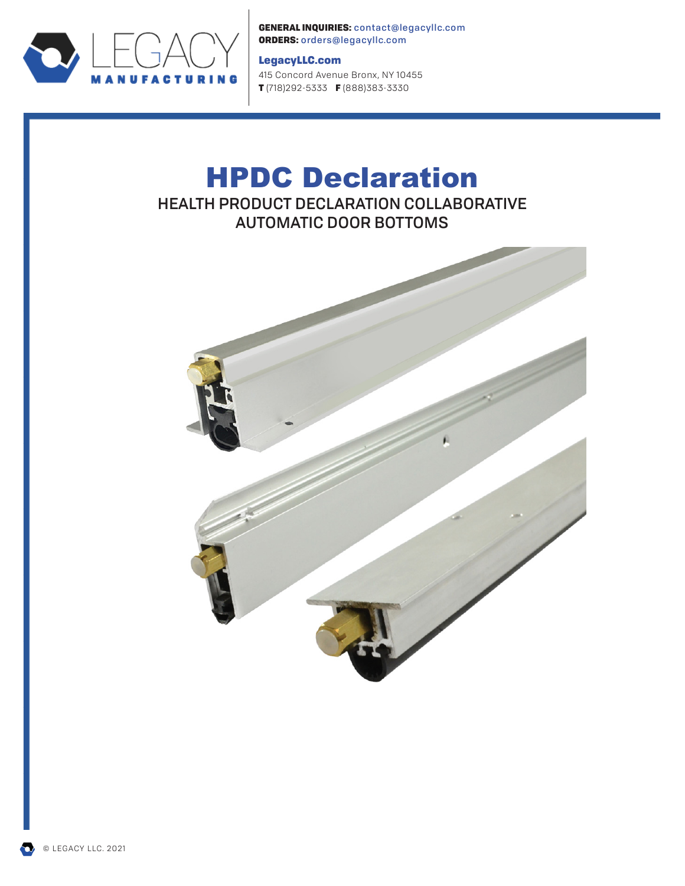LEGACY MANUFACTURING

**GENERAL INQUIRIES:** contact@legacyllc.com
**ORDERS:** orders@legacyllc.com

**LegacyLLC.com**
415 Concord Avenue Bronx, NY 10455
**T** (718)292-5333 **F** (888)383-3330

# HPDC Declaration

## HEALTH PRODUCT DECLARATION COLLABORATIVE AUTOMATIC DOOR BOTTOMS

© LEGACY LLC. 2021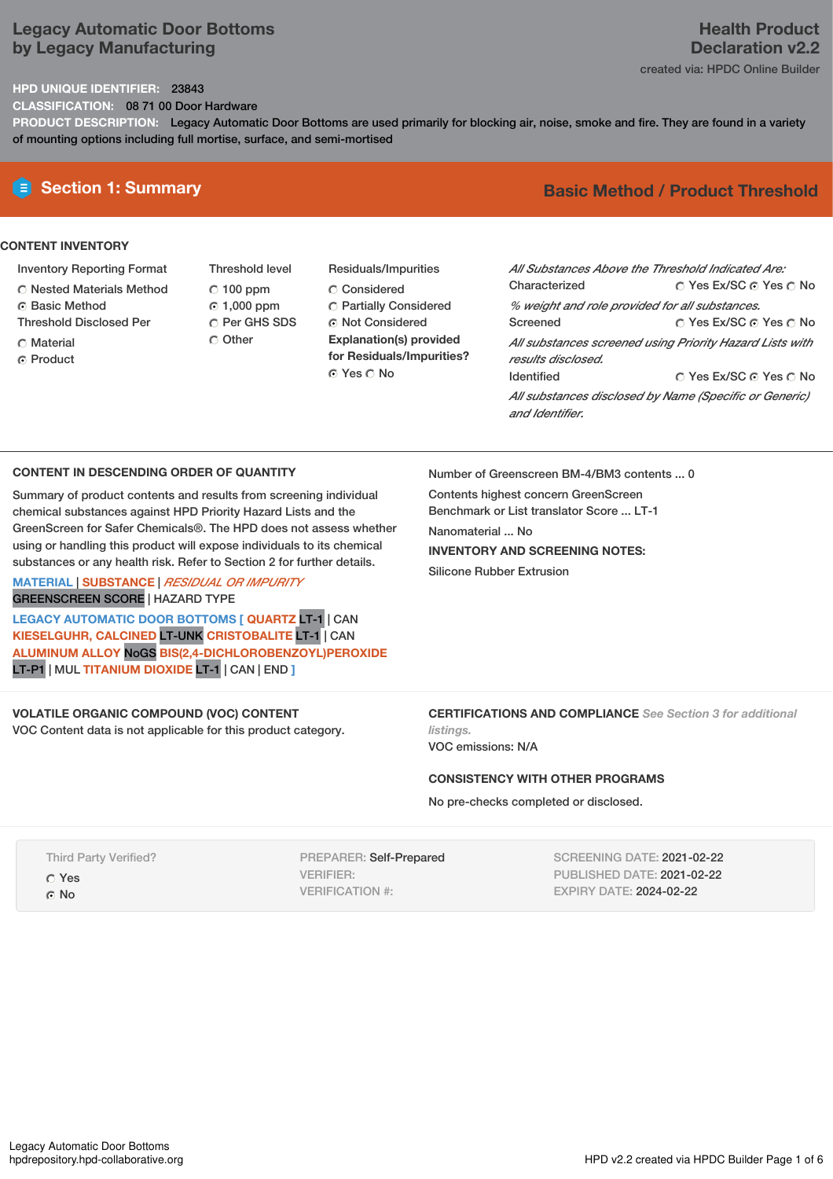# Legacy Automatic Door Bottoms
## by Legacy Manufacturing

# Health Product Declaration v2.2

created via: HPDC Online Builder

**HPD UNIQUE IDENTIFIER:** 23843

**CLASSIFICATION:** 08 71 00 Door Hardware

**PRODUCT DESCRIPTION:** Legacy Automatic Door Bottoms are used primarily for blocking air, noise, smoke and fire. They are found in a variety of mounting options including full mortise, surface, and semi-mortised

## Section 1: Summary

**Basic Method / Product Threshold**

### CONTENT INVENTORY

**Inventory Reporting Format**
- ○ Nested Materials Method
- ◉ Basic Method

**Threshold Disclosed Per**
- ○ Material
- ◉ Product

**Threshold level**
- ○ 100 ppm
- ◉ 1,000 ppm
- ○ Per GHS SDS
- ○ Other

**Residuals/Impurities**
- ○ Considered
- ○ Partially Considered
- ◉ Not Considered

**Explanation(s) provided for Residuals/Impurities?**
◉ Yes ○ No

*All Substances Above the Threshold Indicated Are:*

Characterized ○ Yes Ex/SC ◉ Yes ○ No
*% weight and role provided for all substances.*

Screened ○ Yes Ex/SC ◉ Yes ○ No
*All substances screened using Priority Hazard Lists with results disclosed.*

Identified ○ Yes Ex/SC ◉ Yes ○ No
*All substances disclosed by Name (Specific or Generic) and Identifier.*

### CONTENT IN DESCENDING ORDER OF QUANTITY

Summary of product contents and results from screening individual chemical substances against HPD Priority Hazard Lists and the GreenScreen for Safer Chemicals®. The HPD does not assess whether using or handling this product will expose individuals to its chemical substances or any health risk. Refer to Section 2 for further details.

MATERIAL | SUBSTANCE | *RESIDUAL OR IMPURITY*
GREENSCREEN SCORE | HAZARD TYPE

**LEGACY AUTOMATIC DOOR BOTTOMS [ QUARTZ** LT-1 | CAN **KIESELGUHR, CALCINED** LT-UNK **CRISTOBALITE** LT-1 | CAN **ALUMINUM ALLOY** NoGS **BIS(2,4-DICHLOROBENZOYL)PEROXIDE** LT-P1 | MUL **TITANIUM DIOXIDE** LT-1 | CAN | END **]**

Number of Greenscreen BM-4/BM3 contents ... 0

Contents highest concern GreenScreen Benchmark or List translator Score ... LT-1

Nanomaterial ... No

**INVENTORY AND SCREENING NOTES:**

Silicone Rubber Extrusion

### VOLATILE ORGANIC COMPOUND (VOC) CONTENT

VOC Content data is not applicable for this product category.

### CERTIFICATIONS AND COMPLIANCE *See Section 3 for additional listings.*

VOC emissions: N/A

### CONSISTENCY WITH OTHER PROGRAMS

No pre-checks completed or disclosed.

Third Party Verified?
- ○ Yes
- ◉ No

PREPARER: Self-Prepared
VERIFIER:
VERIFICATION #:

SCREENING DATE: 2021-02-22
PUBLISHED DATE: 2021-02-22
EXPIRY DATE: 2024-02-22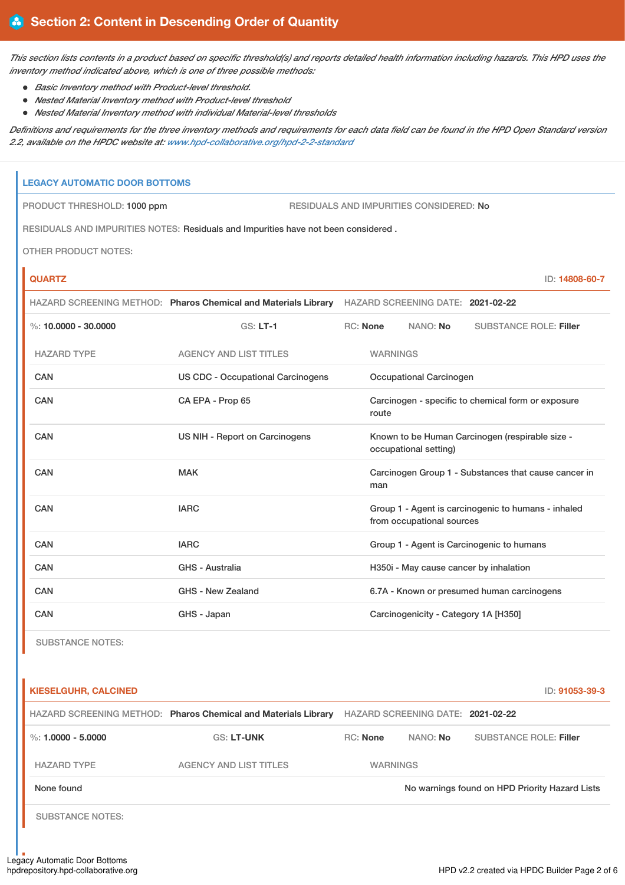## Section 2: Content in Descending Order of Quantity

*This section lists contents in a product based on specific threshold(s) and reports detailed health information including hazards. This HPD uses the inventory method indicated above, which is one of three possible methods:*

- *Basic Inventory method with Product-level threshold.*
- *Nested Material Inventory method with Product-level threshold*
- *Nested Material Inventory method with individual Material-level thresholds*

*Definitions and requirements for the three inventory methods and requirements for each data field can be found in the HPD Open Standard version 2.2, available on the HPDC website at: www.hpd-collaborative.org/hpd-2-2-standard*

### LEGACY AUTOMATIC DOOR BOTTOMS

PRODUCT THRESHOLD: 1000 ppm

RESIDUALS AND IMPURITIES CONSIDERED: No

RESIDUALS AND IMPURITIES NOTES: Residuals and Impurities have not been considered .

OTHER PRODUCT NOTES:

#### QUARTZ

ID: 14808-60-7

HAZARD SCREENING METHOD: **Pharos Chemical and Materials Library** HAZARD SCREENING DATE: **2021-02-22**

%: **10.0000 - 30.0000** GS: **LT-1** RC: **None** NANO: **No** SUBSTANCE ROLE: **Filler**

| HAZARD TYPE | AGENCY AND LIST TITLES | WARNINGS |
| --- | --- | --- |
| CAN | US CDC - Occupational Carcinogens | Occupational Carcinogen |
| CAN | CA EPA - Prop 65 | Carcinogen - specific to chemical form or exposure route |
| CAN | US NIH - Report on Carcinogens | Known to be Human Carcinogen (respirable size - occupational setting) |
| CAN | MAK | Carcinogen Group 1 - Substances that cause cancer in man |
| CAN | IARC | Group 1 - Agent is carcinogenic to humans - inhaled from occupational sources |
| CAN | IARC | Group 1 - Agent is Carcinogenic to humans |
| CAN | GHS - Australia | H350i - May cause cancer by inhalation |
| CAN | GHS - New Zealand | 6.7A - Known or presumed human carcinogens |
| CAN | GHS - Japan | Carcinogenicity - Category 1A [H350] |

SUBSTANCE NOTES:

#### KIESELGUHR, CALCINED

ID: 91053-39-3

HAZARD SCREENING METHOD: **Pharos Chemical and Materials Library** HAZARD SCREENING DATE: **2021-02-22**

%: **1.0000 - 5.0000** GS: **LT-UNK** RC: **None** NANO: **No** SUBSTANCE ROLE: **Filler**

| HAZARD TYPE | AGENCY AND LIST TITLES | WARNINGS |
| --- | --- | --- |
| None found | | No warnings found on HPD Priority Hazard Lists |

SUBSTANCE NOTES: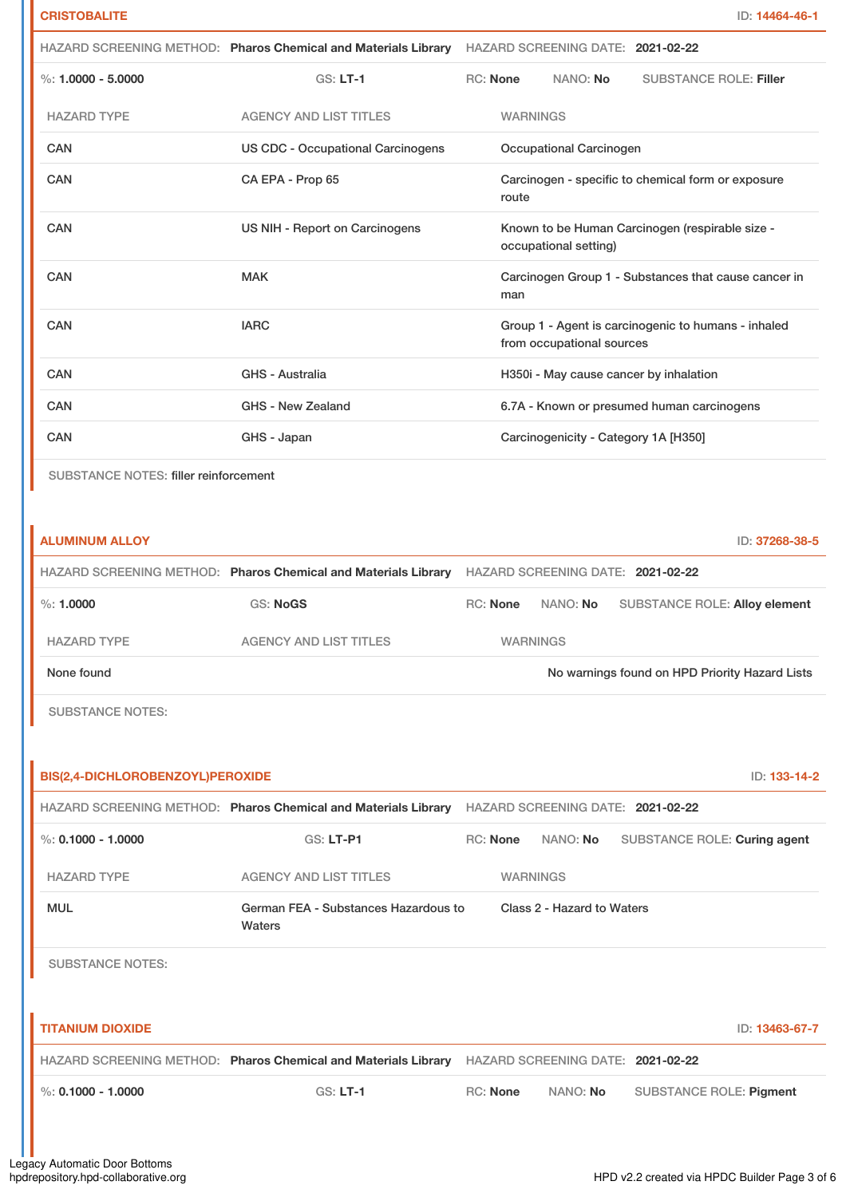## CRISTOBALITE

ID: 14464-46-1

HAZARD SCREENING METHOD: **Pharos Chemical and Materials Library** HAZARD SCREENING DATE: **2021-02-22**

%: **1.0000 - 5.0000** GS: **LT-1** RC: **None** NANO: **No** SUBSTANCE ROLE: **Filler**

| HAZARD TYPE | AGENCY AND LIST TITLES | WARNINGS |
|---|---|---|
| CAN | US CDC - Occupational Carcinogens | Occupational Carcinogen |
| CAN | CA EPA - Prop 65 | Carcinogen - specific to chemical form or exposure route |
| CAN | US NIH - Report on Carcinogens | Known to be Human Carcinogen (respirable size - occupational setting) |
| CAN | MAK | Carcinogen Group 1 - Substances that cause cancer in man |
| CAN | IARC | Group 1 - Agent is carcinogenic to humans - inhaled from occupational sources |
| CAN | GHS - Australia | H350i - May cause cancer by inhalation |
| CAN | GHS - New Zealand | 6.7A - Known or presumed human carcinogens |
| CAN | GHS - Japan | Carcinogenicity - Category 1A [H350] |

SUBSTANCE NOTES: filler reinforcement

## ALUMINUM ALLOY

ID: 37268-38-5

HAZARD SCREENING METHOD: **Pharos Chemical and Materials Library** HAZARD SCREENING DATE: **2021-02-22**

%: **1.0000** GS: **NoGS** RC: **None** NANO: **No** SUBSTANCE ROLE: **Alloy element**

| HAZARD TYPE | AGENCY AND LIST TITLES | WARNINGS |
|---|---|---|
| None found | | No warnings found on HPD Priority Hazard Lists |

SUBSTANCE NOTES:

## BIS(2,4-DICHLOROBENZOYL)PEROXIDE

ID: 133-14-2

HAZARD SCREENING METHOD: **Pharos Chemical and Materials Library** HAZARD SCREENING DATE: **2021-02-22**

%: **0.1000 - 1.0000** GS: **LT-P1** RC: **None** NANO: **No** SUBSTANCE ROLE: **Curing agent**

| HAZARD TYPE | AGENCY AND LIST TITLES | WARNINGS |
|---|---|---|
| MUL | German FEA - Substances Hazardous to Waters | Class 2 - Hazard to Waters |

SUBSTANCE NOTES:

## TITANIUM DIOXIDE

ID: 13463-67-7

HAZARD SCREENING METHOD: **Pharos Chemical and Materials Library** HAZARD SCREENING DATE: **2021-02-22**

%: **0.1000 - 1.0000** GS: **LT-1** RC: **None** NANO: **No** SUBSTANCE ROLE: **Pigment**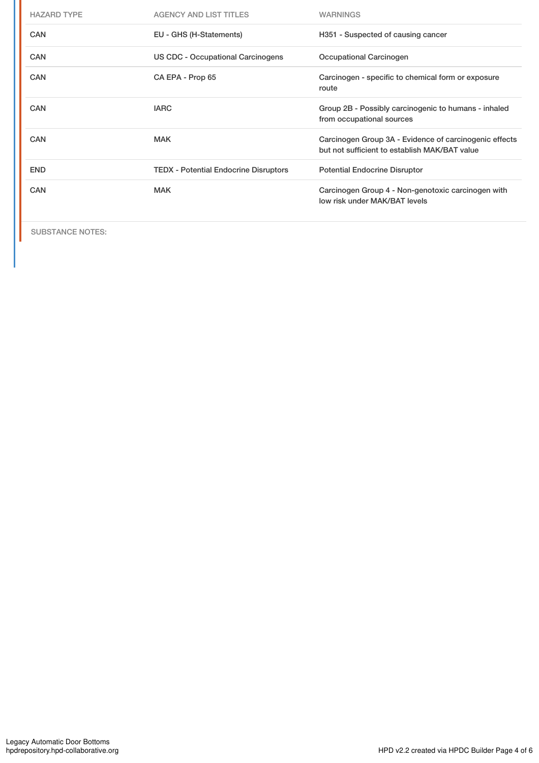| HAZARD TYPE | AGENCY AND LIST TITLES | WARNINGS |
|---|---|---|
| CAN | EU - GHS (H-Statements) | H351 - Suspected of causing cancer |
| CAN | US CDC - Occupational Carcinogens | Occupational Carcinogen |
| CAN | CA EPA - Prop 65 | Carcinogen - specific to chemical form or exposure route |
| CAN | IARC | Group 2B - Possibly carcinogenic to humans - inhaled from occupational sources |
| CAN | MAK | Carcinogen Group 3A - Evidence of carcinogenic effects but not sufficient to establish MAK/BAT value |
| END | TEDX - Potential Endocrine Disruptors | Potential Endocrine Disruptor |
| CAN | MAK | Carcinogen Group 4 - Non-genotoxic carcinogen with low risk under MAK/BAT levels |

SUBSTANCE NOTES: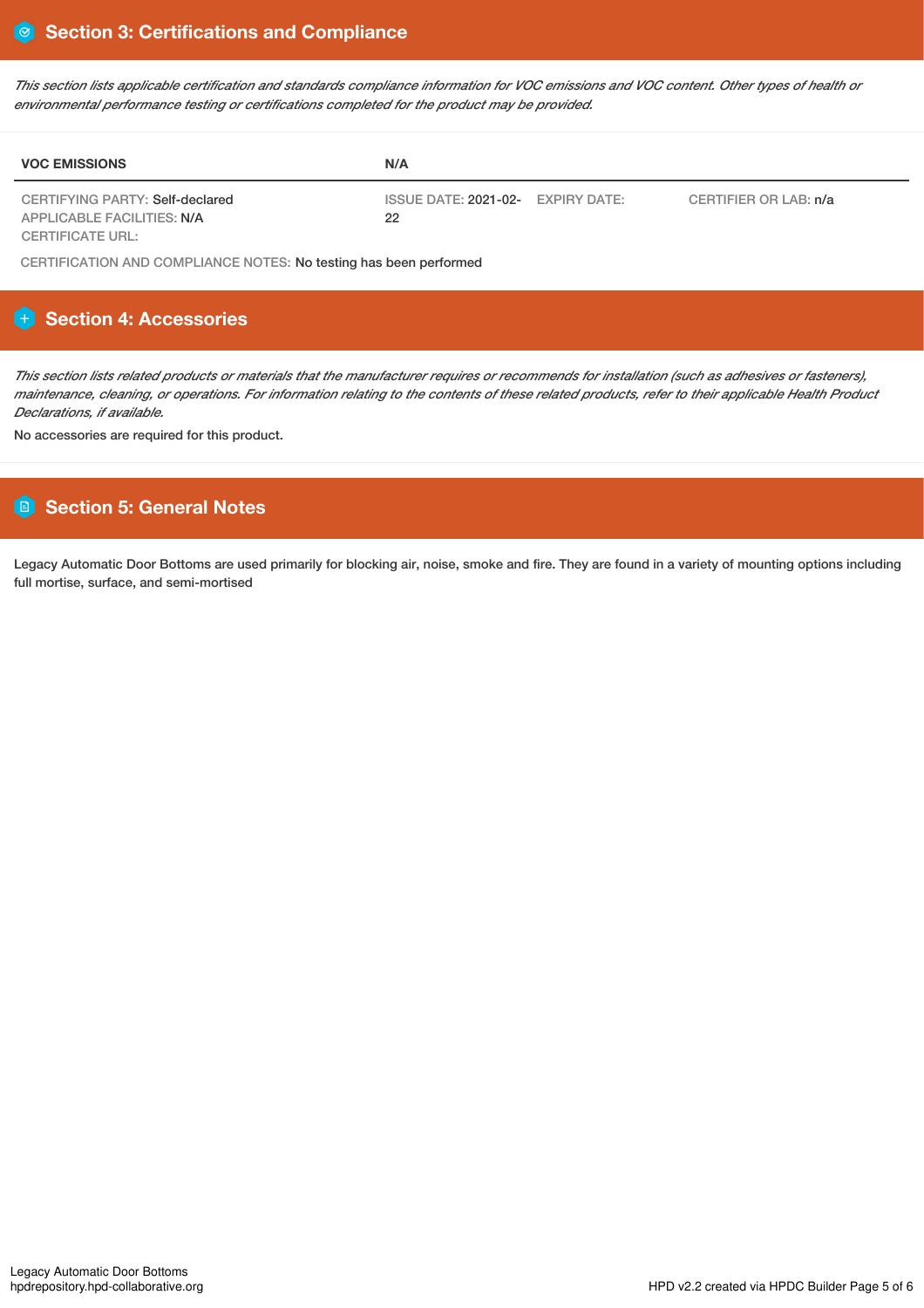## Section 3: Certifications and Compliance

*This section lists applicable certification and standards compliance information for VOC emissions and VOC content. Other types of health or environmental performance testing or certifications completed for the product may be provided.*

| VOC EMISSIONS | N/A | | |
|---|---|---|---|
| CERTIFYING PARTY: Self-declared<br>APPLICABLE FACILITIES: N/A<br>CERTIFICATE URL: | ISSUE DATE: 2021-02-22 | EXPIRY DATE: | CERTIFIER OR LAB: n/a |

CERTIFICATION AND COMPLIANCE NOTES: No testing has been performed

## Section 4: Accessories

*This section lists related products or materials that the manufacturer requires or recommends for installation (such as adhesives or fasteners), maintenance, cleaning, or operations. For information relating to the contents of these related products, refer to their applicable Health Product Declarations, if available.*

No accessories are required for this product.

## Section 5: General Notes

Legacy Automatic Door Bottoms are used primarily for blocking air, noise, smoke and fire. They are found in a variety of mounting options including full mortise, surface, and semi-mortised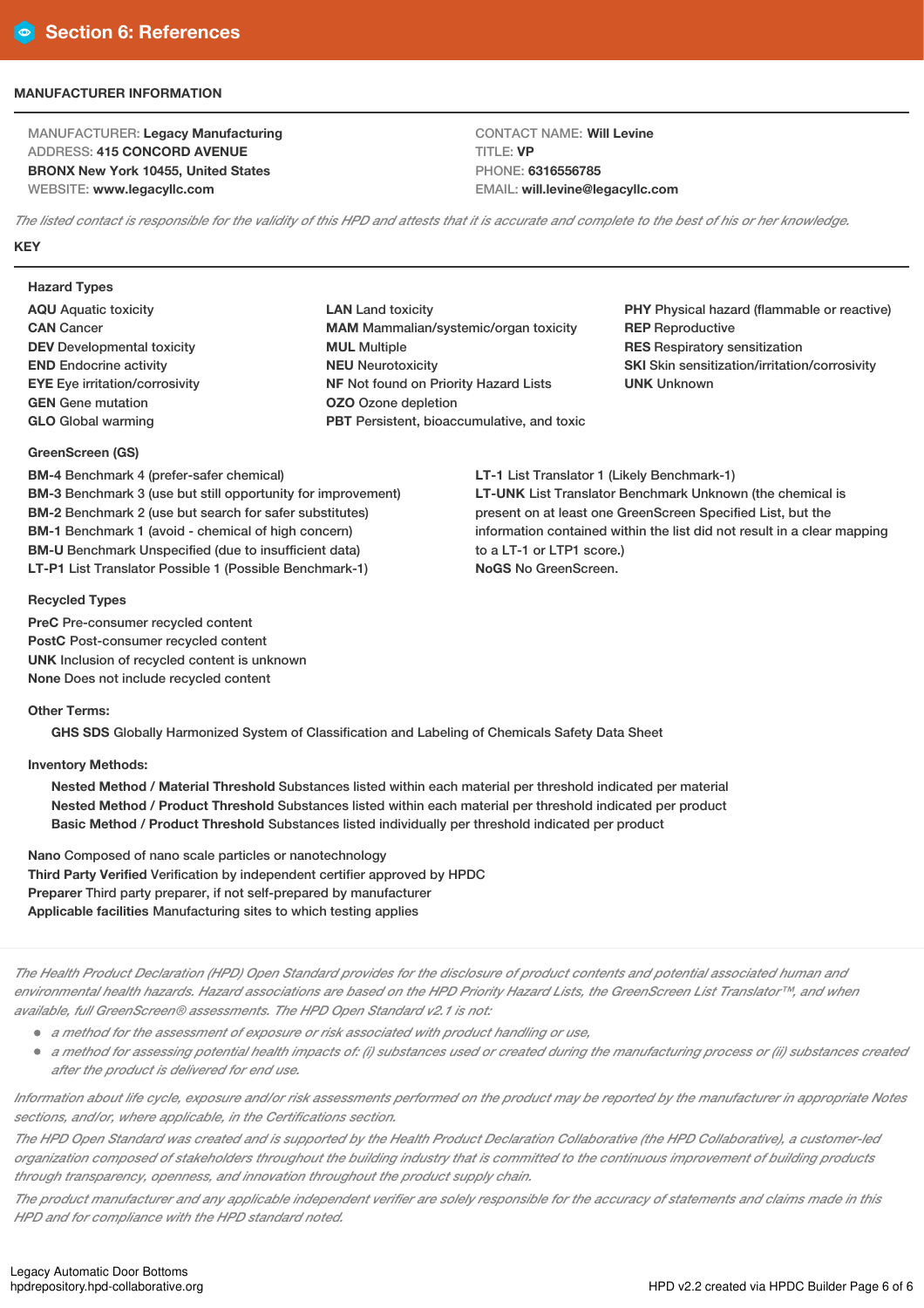## Section 6: References

### MANUFACTURER INFORMATION

MANUFACTURER: **Legacy Manufacturing**
ADDRESS: **415 CONCORD AVENUE**
**BRONX New York 10455, United States**
WEBSITE: **www.legacyllc.com**

CONTACT NAME: **Will Levine**
TITLE: **VP**
PHONE: **6316556785**
EMAIL: **will.levine@legacyllc.com**

*The listed contact is responsible for the validity of this HPD and attests that it is accurate and complete to the best of his or her knowledge.*

### KEY

**Hazard Types**

**AQU** Aquatic toxicity
**CAN** Cancer
**DEV** Developmental toxicity
**END** Endocrine activity
**EYE** Eye irritation/corrosivity
**GEN** Gene mutation
**GLO** Global warming
**LAN** Land toxicity
**MAM** Mammalian/systemic/organ toxicity
**MUL** Multiple
**NEU** Neurotoxicity
**NF** Not found on Priority Hazard Lists
**OZO** Ozone depletion
**PBT** Persistent, bioaccumulative, and toxic
**PHY** Physical hazard (flammable or reactive)
**REP** Reproductive
**RES** Respiratory sensitization
**SKI** Skin sensitization/irritation/corrosivity
**UNK** Unknown

**GreenScreen (GS)**

**BM-4** Benchmark 4 (prefer-safer chemical)
**BM-3** Benchmark 3 (use but still opportunity for improvement)
**BM-2** Benchmark 2 (use but search for safer substitutes)
**BM-1** Benchmark 1 (avoid - chemical of high concern)
**BM-U** Benchmark Unspecified (due to insufficient data)
**LT-P1** List Translator Possible 1 (Possible Benchmark-1)
**LT-1** List Translator 1 (Likely Benchmark-1)
**LT-UNK** List Translator Benchmark Unknown (the chemical is present on at least one GreenScreen Specified List, but the information contained within the list did not result in a clear mapping to a LT-1 or LTP1 score.)
**NoGS** No GreenScreen.

**Recycled Types**

**PreC** Pre-consumer recycled content
**PostC** Post-consumer recycled content
**UNK** Inclusion of recycled content is unknown
**None** Does not include recycled content

**Other Terms:**

**GHS SDS** Globally Harmonized System of Classification and Labeling of Chemicals Safety Data Sheet

**Inventory Methods:**

**Nested Method / Material Threshold** Substances listed within each material per threshold indicated per material
**Nested Method / Product Threshold** Substances listed within each material per threshold indicated per product
**Basic Method / Product Threshold** Substances listed individually per threshold indicated per product

**Nano** Composed of nano scale particles or nanotechnology
**Third Party Verified** Verification by independent certifier approved by HPDC
**Preparer** Third party preparer, if not self-prepared by manufacturer
**Applicable facilities** Manufacturing sites to which testing applies

*The Health Product Declaration (HPD) Open Standard provides for the disclosure of product contents and potential associated human and environmental health hazards. Hazard associations are based on the HPD Priority Hazard Lists, the GreenScreen List Translator™, and when available, full GreenScreen® assessments. The HPD Open Standard v2.1 is not:*

- *a method for the assessment of exposure or risk associated with product handling or use,*
- *a method for assessing potential health impacts of: (i) substances used or created during the manufacturing process or (ii) substances created after the product is delivered for end use.*

*Information about life cycle, exposure and/or risk assessments performed on the product may be reported by the manufacturer in appropriate Notes sections, and/or, where applicable, in the Certifications section.*

*The HPD Open Standard was created and is supported by the Health Product Declaration Collaborative (the HPD Collaborative), a customer-led organization composed of stakeholders throughout the building industry that is committed to the continuous improvement of building products through transparency, openness, and innovation throughout the product supply chain.*

*The product manufacturer and any applicable independent verifier are solely responsible for the accuracy of statements and claims made in this HPD and for compliance with the HPD standard noted.*